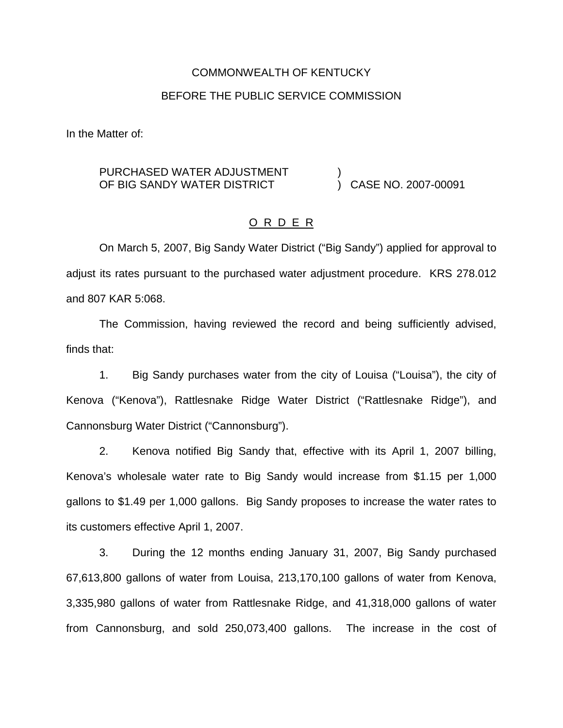COMMONWEALTH OF KENTUCKY

BEFORE THE PUBLIC SERVICE COMMISSION

In the Matter of:

PURCHASED WATER ADJUSTMENT OF BIG SANDY WATER DISTRICT ) CASE NO. 2007-00091

## O R D E R

On March 5, 2007, Big Sandy Water District ("Big Sandy") applied for approval to adjust its rates pursuant to the purchased water adjustment procedure. KRS 278.012 and 807 KAR 5:068.

The Commission, having reviewed the record and being sufficiently advised, finds that:

1. Big Sandy purchases water from the city of Louisa ("Louisa"), the city of Kenova ("Kenova"), Rattlesnake Ridge Water District ("Rattlesnake Ridge"), and Cannonsburg Water District ("Cannonsburg").

2. Kenova notified Big Sandy that, effective with its April 1, 2007 billing, Kenova's wholesale water rate to Big Sandy would increase from $1.15 per 1,000 gallons to $1.49 per 1,000 gallons. Big Sandy proposes to increase the water rates to its customers effective April 1, 2007.

3. During the 12 months ending January 31, 2007, Big Sandy purchased 67,613,800 gallons of water from Louisa, 213,170,100 gallons of water from Kenova, 3,335,980 gallons of water from Rattlesnake Ridge, and 41,318,000 gallons of water from Cannonsburg, and sold 250,073,400 gallons. The increase in the cost of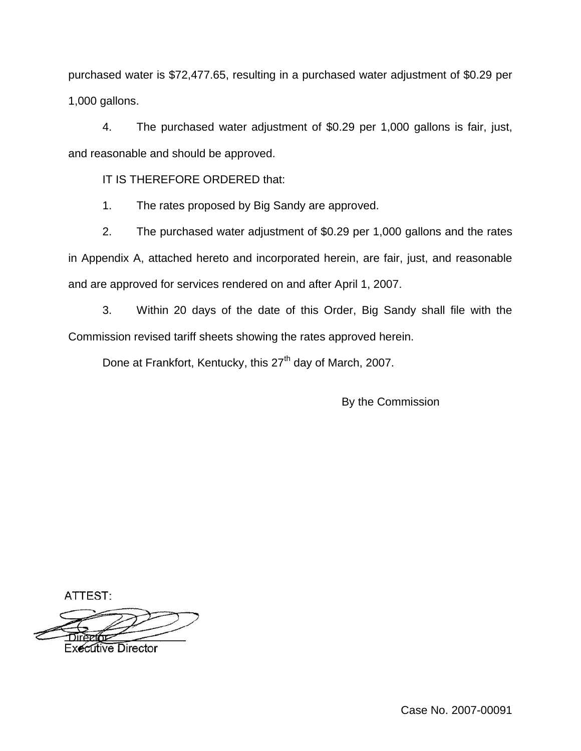purchased water is $72,477.65, resulting in a purchased water adjustment of $0.29 per 1,000 gallons.

4. The purchased water adjustment of $0.29 per 1,000 gallons is fair, just, and reasonable and should be approved.

IT IS THEREFORE ORDERED that:

1. The rates proposed by Big Sandy are approved.

2. The purchased water adjustment of $0.29 per 1,000 gallons and the rates in Appendix A, attached hereto and incorporated herein, are fair, just, and reasonable and are approved for services rendered on and after April 1, 2007.

3. Within 20 days of the date of this Order, Big Sandy shall file with the Commission revised tariff sheets showing the rates approved herein.

Done at Frankfort, Kentucky, this 27th day of March, 2007.

By the Commission

ATTEST:

Executive Director

Case No. 2007-00091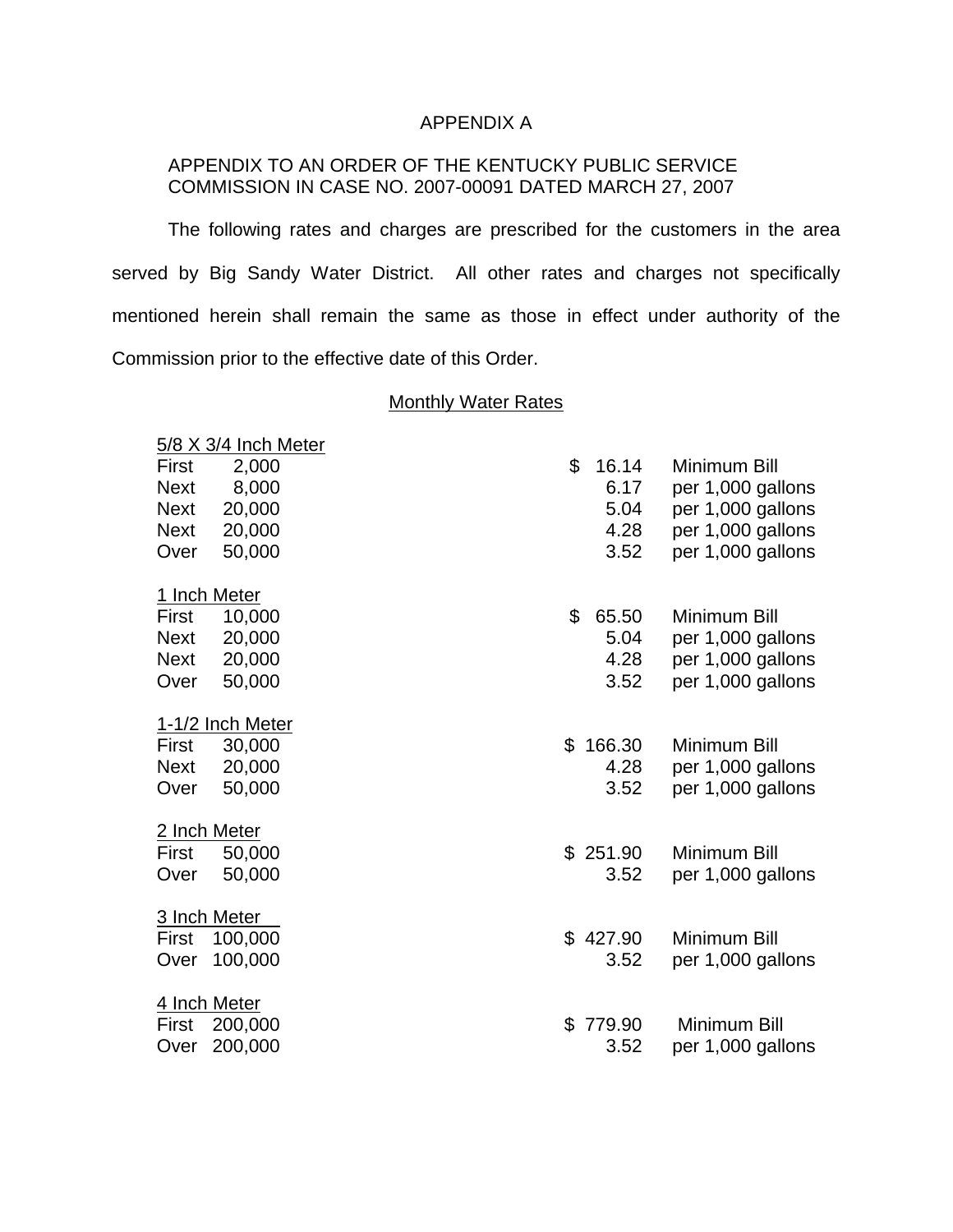# APPENDIX A

APPENDIX TO AN ORDER OF THE KENTUCKY PUBLIC SERVICE COMMISSION IN CASE NO. 2007-00091 DATED MARCH 27, 2007

The following rates and charges are prescribed for the customers in the area served by Big Sandy Water District. All other rates and charges not specifically mentioned herein shall remain the same as those in effect under authority of the Commission prior to the effective date of this Order.

## Monthly Water Rates

| | | | |
|---|---|---|---|
| 5/8 X 3/4 Inch Meter | | | |
| First | 2,000 | $ 16.14 | Minimum Bill |
| Next | 8,000 | 6.17 | per 1,000 gallons |
| Next | 20,000 | 5.04 | per 1,000 gallons |
| Next | 20,000 | 4.28 | per 1,000 gallons |
| Over | 50,000 | 3.52 | per 1,000 gallons |
| 1 Inch Meter | | | |
| First | 10,000 | $ 65.50 | Minimum Bill |
| Next | 20,000 | 5.04 | per 1,000 gallons |
| Next | 20,000 | 4.28 | per 1,000 gallons |
| Over | 50,000 | 3.52 | per 1,000 gallons |
| 1-1/2 Inch Meter | | | |
| First | 30,000 | $ 166.30 | Minimum Bill |
| Next | 20,000 | 4.28 | per 1,000 gallons |
| Over | 50,000 | 3.52 | per 1,000 gallons |
| 2 Inch Meter | | | |
| First | 50,000 | $ 251.90 | Minimum Bill |
| Over | 50,000 | 3.52 | per 1,000 gallons |
| 3 Inch Meter | | | |
| First | 100,000 | $ 427.90 | Minimum Bill |
| Over | 100,000 | 3.52 | per 1,000 gallons |
| 4 Inch Meter | | | |
| First | 200,000 | $ 779.90 | Minimum Bill |
| Over | 200,000 | 3.52 | per 1,000 gallons |